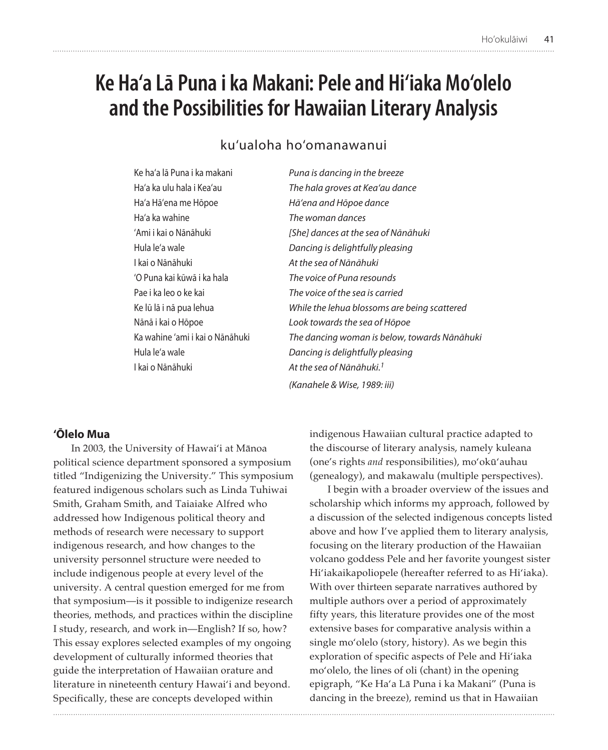# Ke Haʻa Lā Puna i ka Makani: Pele and Hiʻiaka Moʻolelo and the Possibilities for Hawaiian Literary Analysis

kuʻualoha hoʻomanawanui

| | |
|---|---|
| Ke haʻa lā Puna i ka makani | *Puna is dancing in the breeze* |
| Haʻa ka ulu hala i Keaʻau | *The hala groves at Keaʻau dance* |
| Haʻa Hāʻena me Hōpoe | *Hāʻena and Hōpoe dance* |
| Haʻa ka wahine | *The woman dances* |
| ʻAmi i kai o Nānāhuki | *[She] dances at the sea of Nānāhuki* |
| Hula leʻa wale | *Dancing is delightfully pleasing* |
| I kai o Nānāhuki | *At the sea of Nānāhuki* |
| ʻO Puna kai kūwā i ka hala | *The voice of Puna resounds* |
| Pae i ka leo o ke kai | *The voice of the sea is carried* |
| Ke lū lā i nā pua lehua | *While the lehua blossoms are being scattered* |
| Nānā i kai o Hōpoe | *Look towards the sea of Hōpoe* |
| Ka wahine ʻami i kai o Nānāhuki | *The dancing woman is below, towards Nānāhuki* |
| Hula leʻa wale | *Dancing is delightfully pleasing* |
| I kai o Nānāhuki | *At the sea of Nānāhuki.*[1] |
| | *(Kanahele & Wise, 1989: iii)* |

## ʻŌlelo Mua

In 2003, the University of Hawaiʻi at Mānoa political science department sponsored a symposium titled "Indigenizing the University." This symposium featured indigenous scholars such as Linda Tuhiwai Smith, Graham Smith, and Taiaiake Alfred who addressed how Indigenous political theory and methods of research were necessary to support indigenous research, and how changes to the university personnel structure were needed to include indigenous people at every level of the university. A central question emerged for me from that symposium—is it possible to indigenize research theories, methods, and practices within the discipline I study, research, and work in—English? If so, how? This essay explores selected examples of my ongoing development of culturally informed theories that guide the interpretation of Hawaiian orature and literature in nineteenth century Hawaiʻi and beyond. Specifically, these are concepts developed within indigenous Hawaiian cultural practice adapted to the discourse of literary analysis, namely kuleana (one's rights *and* responsibilities), moʻokūʻauhau (genealogy), and makawalu (multiple perspectives).

I begin with a broader overview of the issues and scholarship which informs my approach, followed by a discussion of the selected indigenous concepts listed above and how I've applied them to literary analysis, focusing on the literary production of the Hawaiian volcano goddess Pele and her favorite youngest sister Hiʻiakaikapoliopele (hereafter referred to as Hiʻiaka). With over thirteen separate narratives authored by multiple authors over a period of approximately fifty years, this literature provides one of the most extensive bases for comparative analysis within a single moʻolelo (story, history). As we begin this exploration of specific aspects of Pele and Hiʻiaka moʻolelo, the lines of oli (chant) in the opening epigraph, "Ke Haʻa Lā Puna i ka Makani" (Puna is dancing in the breeze), remind us that in Hawaiian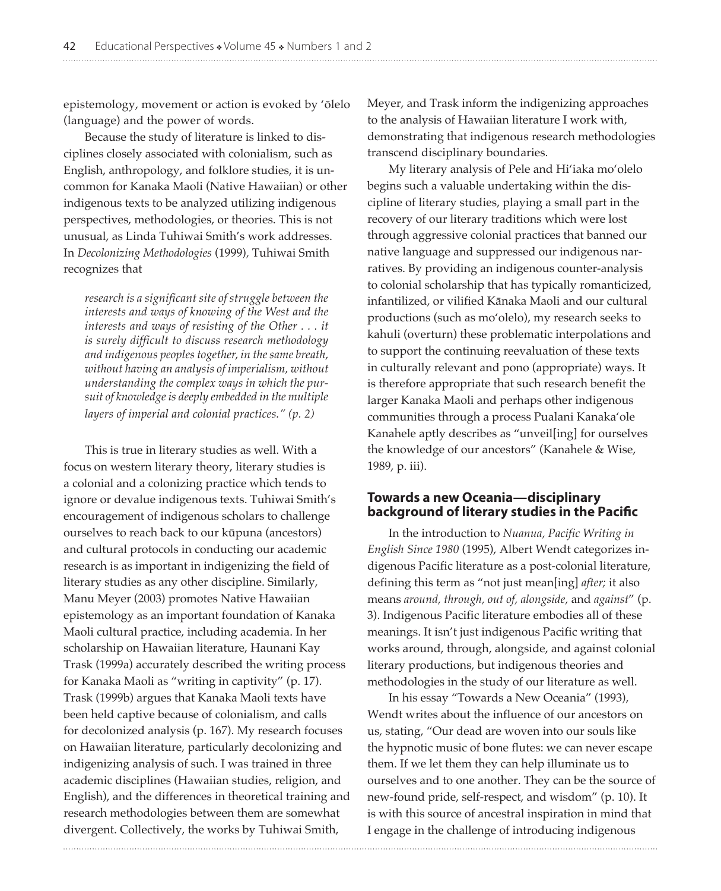epistemology, movement or action is evoked by ʻōlelo (language) and the power of words.

Because the study of literature is linked to disciplines closely associated with colonialism, such as English, anthropology, and folklore studies, it is uncommon for Kanaka Maoli (Native Hawaiian) or other indigenous texts to be analyzed utilizing indigenous perspectives, methodologies, or theories. This is not unusual, as Linda Tuhiwai Smith's work addresses. In *Decolonizing Methodologies* (1999), Tuhiwai Smith recognizes that

> *research is a significant site of struggle between the interests and ways of knowing of the West and the interests and ways of resisting of the Other . . . it is surely difficult to discuss research methodology and indigenous peoples together, in the same breath, without having an analysis of imperialism, without understanding the complex ways in which the pursuit of knowledge is deeply embedded in the multiple layers of imperial and colonial practices." (p. 2)*

This is true in literary studies as well. With a focus on western literary theory, literary studies is a colonial and a colonizing practice which tends to ignore or devalue indigenous texts. Tuhiwai Smith's encouragement of indigenous scholars to challenge ourselves to reach back to our kūpuna (ancestors) and cultural protocols in conducting our academic research is as important in indigenizing the field of literary studies as any other discipline. Similarly, Manu Meyer (2003) promotes Native Hawaiian epistemology as an important foundation of Kanaka Maoli cultural practice, including academia. In her scholarship on Hawaiian literature, Haunani Kay Trask (1999a) accurately described the writing process for Kanaka Maoli as "writing in captivity" (p. 17). Trask (1999b) argues that Kanaka Maoli texts have been held captive because of colonialism, and calls for decolonized analysis (p. 167). My research focuses on Hawaiian literature, particularly decolonizing and indigenizing analysis of such. I was trained in three academic disciplines (Hawaiian studies, religion, and English), and the differences in theoretical training and research methodologies between them are somewhat divergent. Collectively, the works by Tuhiwai Smith, Meyer, and Trask inform the indigenizing approaches to the analysis of Hawaiian literature I work with, demonstrating that indigenous research methodologies transcend disciplinary boundaries.

My literary analysis of Pele and Hiʻiaka moʻolelo begins such a valuable undertaking within the discipline of literary studies, playing a small part in the recovery of our literary traditions which were lost through aggressive colonial practices that banned our native language and suppressed our indigenous narratives. By providing an indigenous counter-analysis to colonial scholarship that has typically romanticized, infantilized, or vilified Kānaka Maoli and our cultural productions (such as moʻolelo), my research seeks to kahuli (overturn) these problematic interpolations and to support the continuing reevaluation of these texts in culturally relevant and pono (appropriate) ways. It is therefore appropriate that such research benefit the larger Kanaka Maoli and perhaps other indigenous communities through a process Pualani Kanakaʻole Kanahele aptly describes as "unveil[ing] for ourselves the knowledge of our ancestors" (Kanahele & Wise, 1989, p. iii).

## Towards a new Oceania—disciplinary background of literary studies in the Pacific

In the introduction to *Nuanua, Pacific Writing in English Since 1980* (1995), Albert Wendt categorizes indigenous Pacific literature as a post-colonial literature, defining this term as "not just mean[ing] *after;* it also means *around, through, out of, alongside,* and *against*" (p. 3). Indigenous Pacific literature embodies all of these meanings. It isn't just indigenous Pacific writing that works around, through, alongside, and against colonial literary productions, but indigenous theories and methodologies in the study of our literature as well.

In his essay "Towards a New Oceania" (1993), Wendt writes about the influence of our ancestors on us, stating, "Our dead are woven into our souls like the hypnotic music of bone flutes: we can never escape them. If we let them they can help illuminate us to ourselves and to one another. They can be the source of new-found pride, self-respect, and wisdom" (p. 10). It is with this source of ancestral inspiration in mind that I engage in the challenge of introducing indigenous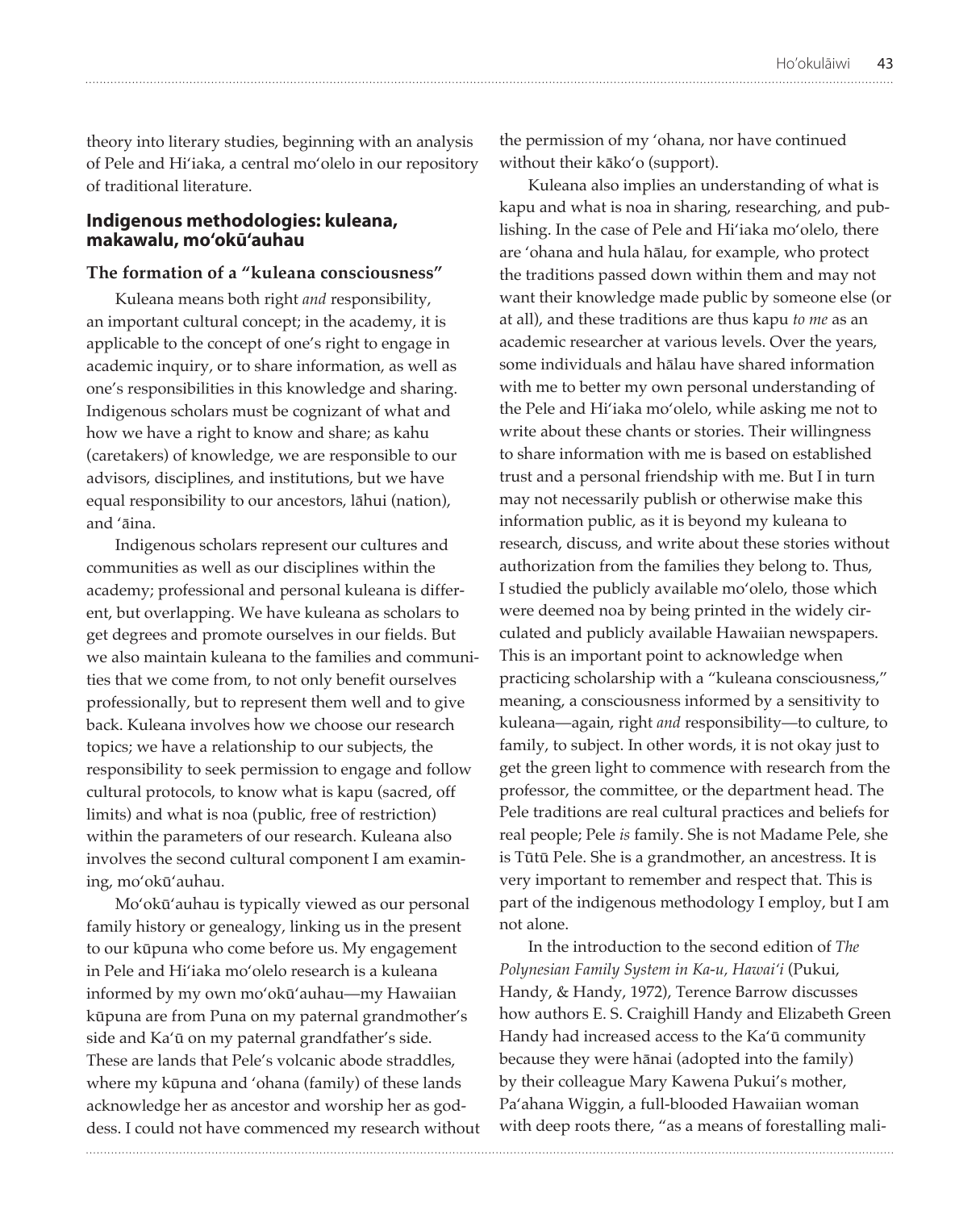theory into literary studies, beginning with an analysis of Pele and Hiʻiaka, a central moʻolelo in our repository of traditional literature.

## Indigenous methodologies: kuleana, makawalu, moʻokūʻauhau

### The formation of a "kuleana consciousness"

Kuleana means both right *and* responsibility, an important cultural concept; in the academy, it is applicable to the concept of one's right to engage in academic inquiry, or to share information, as well as one's responsibilities in this knowledge and sharing. Indigenous scholars must be cognizant of what and how we have a right to know and share; as kahu (caretakers) of knowledge, we are responsible to our advisors, disciplines, and institutions, but we have equal responsibility to our ancestors, lāhui (nation), and ʻāina.

Indigenous scholars represent our cultures and communities as well as our disciplines within the academy; professional and personal kuleana is different, but overlapping. We have kuleana as scholars to get degrees and promote ourselves in our fields. But we also maintain kuleana to the families and communities that we come from, to not only benefit ourselves professionally, but to represent them well and to give back. Kuleana involves how we choose our research topics; we have a relationship to our subjects, the responsibility to seek permission to engage and follow cultural protocols, to know what is kapu (sacred, off limits) and what is noa (public, free of restriction) within the parameters of our research. Kuleana also involves the second cultural component I am examining, moʻokūʻauhau.

Moʻokūʻauhau is typically viewed as our personal family history or genealogy, linking us in the present to our kūpuna who come before us. My engagement in Pele and Hiʻiaka moʻolelo research is a kuleana informed by my own moʻokūʻauhau—my Hawaiian kūpuna are from Puna on my paternal grandmother's side and Kaʻū on my paternal grandfather's side. These are lands that Pele's volcanic abode straddles, where my kūpuna and ʻohana (family) of these lands acknowledge her as ancestor and worship her as goddess. I could not have commenced my research without the permission of my ʻohana, nor have continued without their kākoʻo (support).

Kuleana also implies an understanding of what is kapu and what is noa in sharing, researching, and publishing. In the case of Pele and Hiʻiaka moʻolelo, there are ʻohana and hula hālau, for example, who protect the traditions passed down within them and may not want their knowledge made public by someone else (or at all), and these traditions are thus kapu *to me* as an academic researcher at various levels. Over the years, some individuals and hālau have shared information with me to better my own personal understanding of the Pele and Hiʻiaka moʻolelo, while asking me not to write about these chants or stories. Their willingness to share information with me is based on established trust and a personal friendship with me. But I in turn may not necessarily publish or otherwise make this information public, as it is beyond my kuleana to research, discuss, and write about these stories without authorization from the families they belong to. Thus, I studied the publicly available moʻolelo, those which were deemed noa by being printed in the widely circulated and publicly available Hawaiian newspapers. This is an important point to acknowledge when practicing scholarship with a "kuleana consciousness," meaning, a consciousness informed by a sensitivity to kuleana—again, right *and* responsibility—to culture, to family, to subject. In other words, it is not okay just to get the green light to commence with research from the professor, the committee, or the department head. The Pele traditions are real cultural practices and beliefs for real people; Pele *is* family. She is not Madame Pele, she is Tūtū Pele. She is a grandmother, an ancestress. It is very important to remember and respect that. This is part of the indigenous methodology I employ, but I am not alone.

In the introduction to the second edition of *The Polynesian Family System in Ka-u, Hawaiʻi* (Pukui, Handy, & Handy, 1972), Terence Barrow discusses how authors E. S. Craighill Handy and Elizabeth Green Handy had increased access to the Kaʻū community because they were hānai (adopted into the family) by their colleague Mary Kawena Pukui's mother, Paʻahana Wiggin, a full-blooded Hawaiian woman with deep roots there, "as a means of forestalling mali-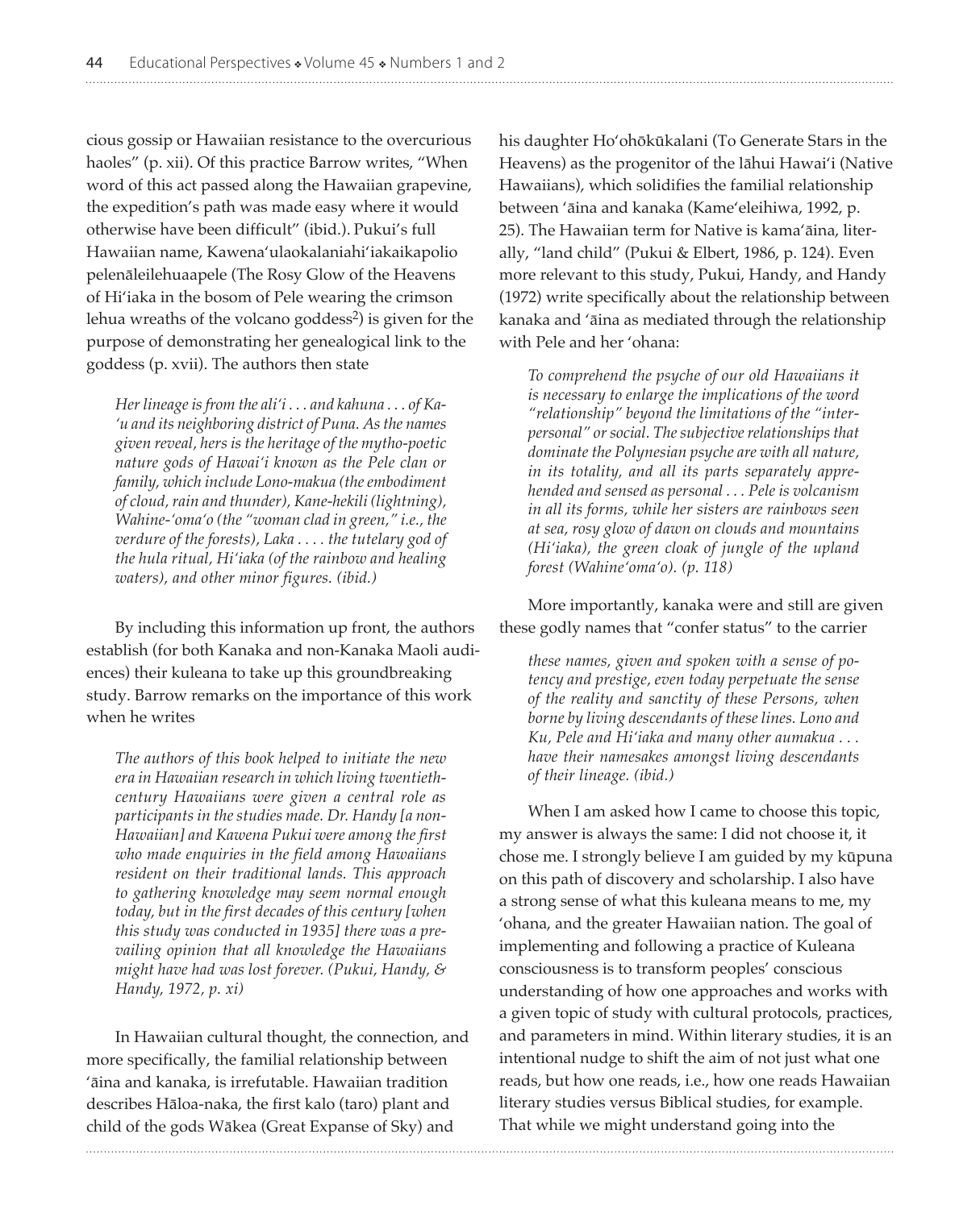cious gossip or Hawaiian resistance to the overcurious haoles" (p. xii). Of this practice Barrow writes, "When word of this act passed along the Hawaiian grapevine, the expedition's path was made easy where it would otherwise have been difficult" (ibid.). Pukui's full Hawaiian name, Kawenaʻulaokalaniahiʻiakaikapolio pelenāleilehuaapele (The Rosy Glow of the Heavens of Hiʻiaka in the bosom of Pele wearing the crimson lehua wreaths of the volcano goddess[2]) is given for the purpose of demonstrating her genealogical link to the goddess (p. xvii). The authors then state

> *Her lineage is from the aliʻi . . . and kahuna . . . of Ka-ʻu and its neighboring district of Puna. As the names given reveal, hers is the heritage of the mytho-poetic nature gods of Hawaiʻi known as the Pele clan or family, which include Lono-makua (the embodiment of cloud, rain and thunder), Kane-hekili (lightning), Wahine-ʻomaʻo (the "woman clad in green," i.e., the verdure of the forests), Laka . . . . the tutelary god of the hula ritual, Hiʻiaka (of the rainbow and healing waters), and other minor figures. (ibid.)*

By including this information up front, the authors establish (for both Kanaka and non-Kanaka Maoli audiences) their kuleana to take up this groundbreaking study. Barrow remarks on the importance of this work when he writes

> *The authors of this book helped to initiate the new era in Hawaiian research in which living twentieth-century Hawaiians were given a central role as participants in the studies made. Dr. Handy [a non-Hawaiian] and Kawena Pukui were among the first who made enquiries in the field among Hawaiians resident on their traditional lands. This approach to gathering knowledge may seem normal enough today, but in the first decades of this century [when this study was conducted in 1935] there was a prevailing opinion that all knowledge the Hawaiians might have had was lost forever. (Pukui, Handy, & Handy, 1972, p. xi)*

In Hawaiian cultural thought, the connection, and more specifically, the familial relationship between ʻāina and kanaka, is irrefutable. Hawaiian tradition describes Hāloa-naka, the first kalo (taro) plant and child of the gods Wākea (Great Expanse of Sky) and his daughter Hoʻohōkūkalani (To Generate Stars in the Heavens) as the progenitor of the lāhui Hawaiʻi (Native Hawaiians), which solidifies the familial relationship between ʻāina and kanaka (Kameʻeleihiwa, 1992, p. 25). The Hawaiian term for Native is kamaʻāina, literally, "land child" (Pukui & Elbert, 1986, p. 124). Even more relevant to this study, Pukui, Handy, and Handy (1972) write specifically about the relationship between kanaka and ʻāina as mediated through the relationship with Pele and her ʻohana:

> *To comprehend the psyche of our old Hawaiians it is necessary to enlarge the implications of the word "relationship" beyond the limitations of the "interpersonal" or social. The subjective relationships that dominate the Polynesian psyche are with all nature, in its totality, and all its parts separately apprehended and sensed as personal . . . Pele is volcanism in all its forms, while her sisters are rainbows seen at sea, rosy glow of dawn on clouds and mountains (Hiʻiaka), the green cloak of jungle of the upland forest (Wahineʻomaʻo). (p. 118)*

More importantly, kanaka were and still are given these godly names that "confer status" to the carrier

> *these names, given and spoken with a sense of potency and prestige, even today perpetuate the sense of the reality and sanctity of these Persons, when borne by living descendants of these lines. Lono and Ku, Pele and Hiʻiaka and many other aumakua . . . have their namesakes amongst living descendants of their lineage. (ibid.)*

When I am asked how I came to choose this topic, my answer is always the same: I did not choose it, it chose me. I strongly believe I am guided by my kūpuna on this path of discovery and scholarship. I also have a strong sense of what this kuleana means to me, my ʻohana, and the greater Hawaiian nation. The goal of implementing and following a practice of Kuleana consciousness is to transform peoples' conscious understanding of how one approaches and works with a given topic of study with cultural protocols, practices, and parameters in mind. Within literary studies, it is an intentional nudge to shift the aim of not just what one reads, but how one reads, i.e., how one reads Hawaiian literary studies versus Biblical studies, for example. That while we might understand going into the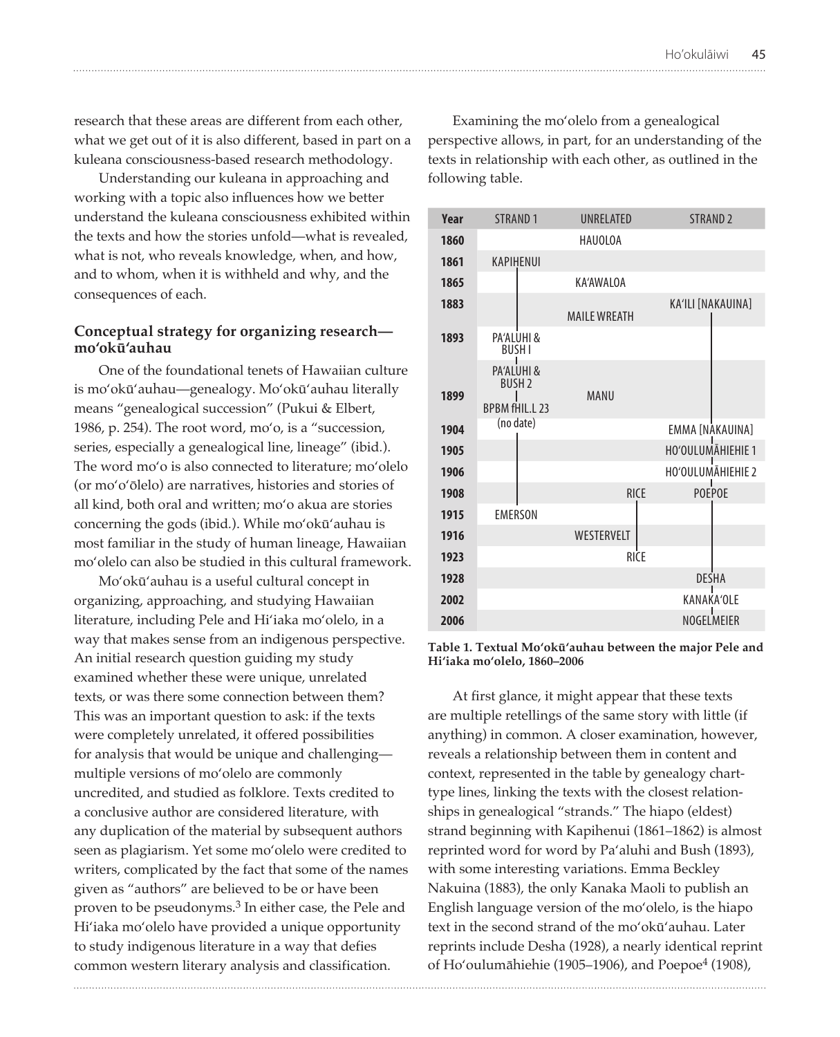research that these areas are different from each other, what we get out of it is also different, based in part on a kuleana consciousness-based research methodology.

Understanding our kuleana in approaching and working with a topic also influences how we better understand the kuleana consciousness exhibited within the texts and how the stories unfold—what is revealed, what is not, who reveals knowledge, when, and how, and to whom, when it is withheld and why, and the consequences of each.

### Conceptual strategy for organizing research—moʻokūʻauhau

One of the foundational tenets of Hawaiian culture is moʻokūʻauhau—genealogy. Moʻokūʻauhau literally means "genealogical succession" (Pukui & Elbert, 1986, p. 254). The root word, moʻo, is a "succession, series, especially a genealogical line, lineage" (ibid.). The word moʻo is also connected to literature; moʻolelo (or moʻoʻōlelo) are narratives, histories and stories of all kind, both oral and written; moʻo akua are stories concerning the gods (ibid.). While moʻokūʻauhau is most familiar in the study of human lineage, Hawaiian moʻolelo can also be studied in this cultural framework.

Moʻokūʻauhau is a useful cultural concept in organizing, approaching, and studying Hawaiian literature, including Pele and Hiʻiaka moʻolelo, in a way that makes sense from an indigenous perspective. An initial research question guiding my study examined whether these were unique, unrelated texts, or was there some connection between them? This was an important question to ask: if the texts were completely unrelated, it offered possibilities for analysis that would be unique and challenging—multiple versions of moʻolelo are commonly uncredited, and studied as folklore. Texts credited to a conclusive author are considered literature, with any duplication of the material by subsequent authors seen as plagiarism. Yet some moʻolelo were credited to writers, complicated by the fact that some of the names given as "authors" are believed to be or have been proven to be pseudonyms.[3] In either case, the Pele and Hiʻiaka moʻolelo have provided a unique opportunity to study indigenous literature in a way that defies common western literary analysis and classification.

Examining the moʻolelo from a genealogical perspective allows, in part, for an understanding of the texts in relationship with each other, as outlined in the following table.

| Year | STRAND 1 | UNRELATED | STRAND 2 |
|---|---|---|---|
| 1860 | | HAUOLOA | |
| 1861 | KAPIHENUI | | |
| 1865 | | KAʻAWALOA | |
| 1883 | | MAILE WREATH | KAʻILI [NAKAUINA] |
| 1893 | PAʻALUHI & BUSH I | | |
| 1899 | PAʻALUHI & BUSH 2<br>BPBM fHIL.L 23 (no date) | MANU | |
| 1904 | | | EMMA [NAKAUINA] |
| 1905 | | | HOʻOULUMĀHIEHIE 1 |
| 1906 | | | HOʻOULUMĀHIEHIE 2 |
| 1908 | | RICE | POEPOE |
| 1915 | EMERSON | | |
| 1916 | | WESTERVELT | |
| 1923 | | RICE | |
| 1928 | | | DESHA |
| 2002 | | | KANAKAʻOLE |
| 2006 | | | NOGELMEIER |

**Table 1. Textual Moʻokūʻauhau between the major Pele and Hiʻiaka moʻolelo, 1860–2006**

At first glance, it might appear that these texts are multiple retellings of the same story with little (if anything) in common. A closer examination, however, reveals a relationship between them in content and context, represented in the table by genealogy chart-type lines, linking the texts with the closest relationships in genealogical "strands." The hiapo (eldest) strand beginning with Kapihenui (1861–1862) is almost reprinted word for word by Paʻaluhi and Bush (1893), with some interesting variations. Emma Beckley Nakuina (1883), the only Kanaka Maoli to publish an English language version of the moʻolelo, is the hiapo text in the second strand of the moʻokūʻauhau. Later reprints include Desha (1928), a nearly identical reprint of Hoʻoulumāhiehie (1905–1906), and Poepoe[4] (1908),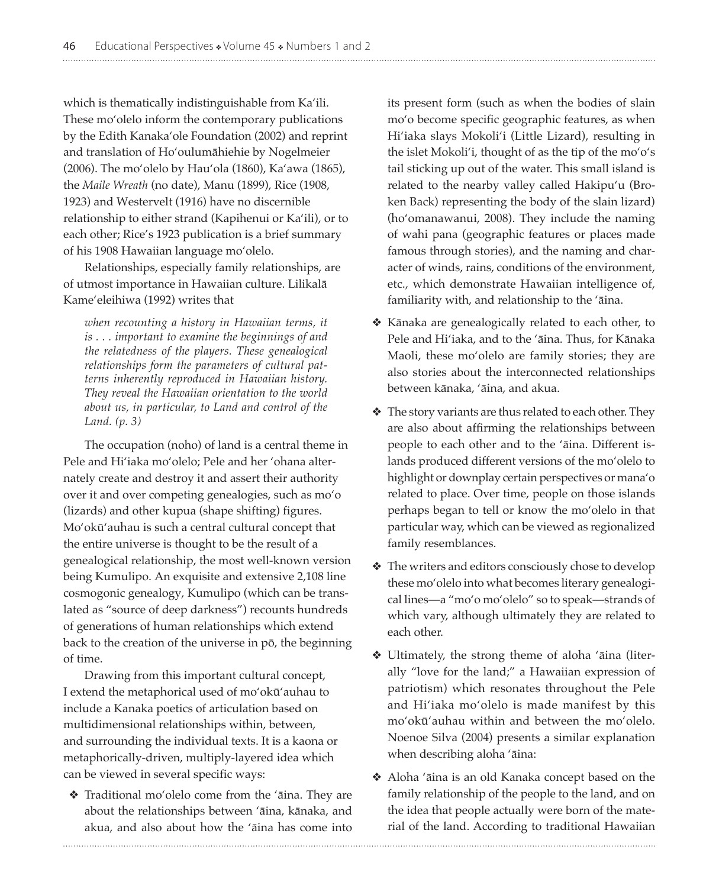which is thematically indistinguishable from Ka'ili. These mo'olelo inform the contemporary publications by the Edith Kanaka'ole Foundation (2002) and reprint and translation of Ho'oulumāhiehie by Nogelmeier (2006). The mo'olelo by Hau'ola (1860), Ka'awa (1865), the *Maile Wreath* (no date), Manu (1899), Rice (1908, 1923) and Westervelt (1916) have no discernible relationship to either strand (Kapihenui or Ka'ili), or to each other; Rice's 1923 publication is a brief summary of his 1908 Hawaiian language mo'olelo.

Relationships, especially family relationships, are of utmost importance in Hawaiian culture. Lilikalā Kame'eleihiwa (1992) writes that

> *when recounting a history in Hawaiian terms, it is . . . important to examine the beginnings of and the relatedness of the players. These genealogical relationships form the parameters of cultural patterns inherently reproduced in Hawaiian history. They reveal the Hawaiian orientation to the world about us, in particular, to Land and control of the Land. (p. 3)*

The occupation (noho) of land is a central theme in Pele and Hi'iaka mo'olelo; Pele and her 'ohana alternately create and destroy it and assert their authority over it and over competing genealogies, such as mo'o (lizards) and other kupua (shape shifting) figures. Mo'okū'auhau is such a central cultural concept that the entire universe is thought to be the result of a genealogical relationship, the most well-known version being Kumulipo. An exquisite and extensive 2,108 line cosmogonic genealogy, Kumulipo (which can be translated as "source of deep darkness") recounts hundreds of generations of human relationships which extend back to the creation of the universe in pō, the beginning of time.

Drawing from this important cultural concept, I extend the metaphorical used of mo'okū'auhau to include a Kanaka poetics of articulation based on multidimensional relationships within, between, and surrounding the individual texts. It is a kaona or metaphorically-driven, multiply-layered idea which can be viewed in several specific ways:

- Traditional mo'olelo come from the 'āina. They are about the relationships between 'āina, kānaka, and akua, and also about how the 'āina has come into its present form (such as when the bodies of slain mo'o become specific geographic features, as when Hi'iaka slays Mokoli'i (Little Lizard), resulting in the islet Mokoli'i, thought of as the tip of the mo'o's tail sticking up out of the water. This small island is related to the nearby valley called Hakipu'u (Broken Back) representing the body of the slain lizard) (ho'omanawanui, 2008). They include the naming of wahi pana (geographic features or places made famous through stories), and the naming and character of winds, rains, conditions of the environment, etc., which demonstrate Hawaiian intelligence of, familiarity with, and relationship to the 'āina.
- Kānaka are genealogically related to each other, to Pele and Hi'iaka, and to the 'āina. Thus, for Kānaka Maoli, these mo'olelo are family stories; they are also stories about the interconnected relationships between kānaka, 'āina, and akua.
- The story variants are thus related to each other. They are also about affirming the relationships between people to each other and to the 'āina. Different islands produced different versions of the mo'olelo to highlight or downplay certain perspectives or mana'o related to place. Over time, people on those islands perhaps began to tell or know the mo'olelo in that particular way, which can be viewed as regionalized family resemblances.
- The writers and editors consciously chose to develop these mo'olelo into what becomes literary genealogical lines—a "mo'o mo'olelo" so to speak—strands of which vary, although ultimately they are related to each other.
- Ultimately, the strong theme of aloha 'āina (literally "love for the land;" a Hawaiian expression of patriotism) which resonates throughout the Pele and Hi'iaka mo'olelo is made manifest by this mo'okū'auhau within and between the mo'olelo. Noenoe Silva (2004) presents a similar explanation when describing aloha 'āina:
- Aloha 'āina is an old Kanaka concept based on the family relationship of the people to the land, and on the idea that people actually were born of the material of the land. According to traditional Hawaiian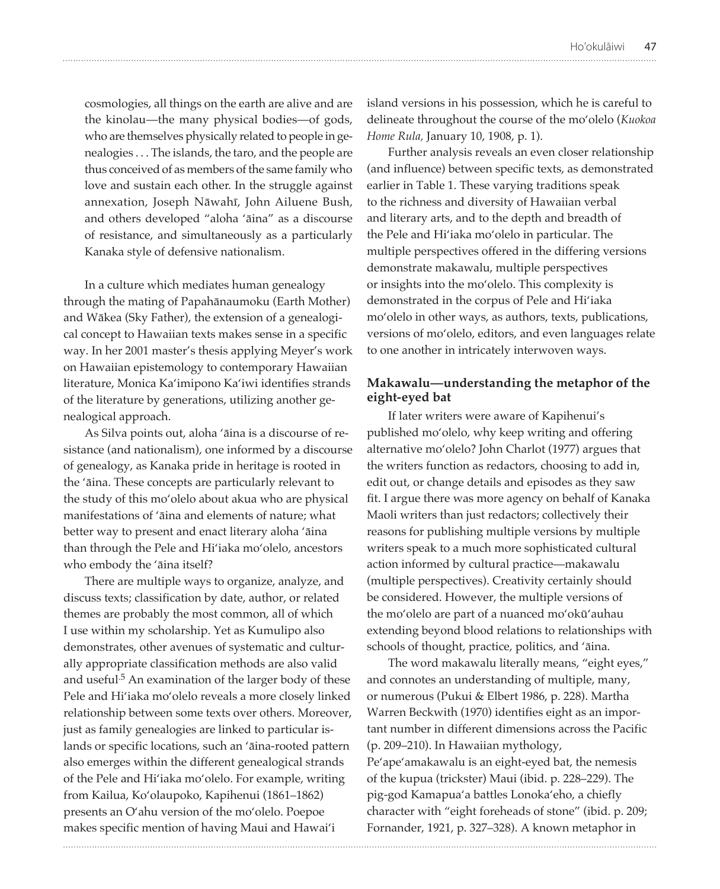cosmologies, all things on the earth are alive and are the kinolau—the many physical bodies—of gods, who are themselves physically related to people in genealogies . . . The islands, the taro, and the people are thus conceived of as members of the same family who love and sustain each other. In the struggle against annexation, Joseph Nāwahī, John Ailuene Bush, and others developed "aloha ʻāina" as a discourse of resistance, and simultaneously as a particularly Kanaka style of defensive nationalism.

In a culture which mediates human genealogy through the mating of Papahānaumoku (Earth Mother) and Wākea (Sky Father), the extension of a genealogical concept to Hawaiian texts makes sense in a specific way. In her 2001 master's thesis applying Meyer's work on Hawaiian epistemology to contemporary Hawaiian literature, Monica Kaʻimipono Kaʻiwi identifies strands of the literature by generations, utilizing another genealogical approach.

As Silva points out, aloha ʻāina is a discourse of resistance (and nationalism), one informed by a discourse of genealogy, as Kanaka pride in heritage is rooted in the ʻāina. These concepts are particularly relevant to the study of this moʻolelo about akua who are physical manifestations of ʻāina and elements of nature; what better way to present and enact literary aloha ʻāina than through the Pele and Hiʻiaka moʻolelo, ancestors who embody the ʻāina itself?

There are multiple ways to organize, analyze, and discuss texts; classification by date, author, or related themes are probably the most common, all of which I use within my scholarship. Yet as Kumulipo also demonstrates, other avenues of systematic and culturally appropriate classification methods are also valid and useful.[5] An examination of the larger body of these Pele and Hiʻiaka moʻolelo reveals a more closely linked relationship between some texts over others. Moreover, just as family genealogies are linked to particular islands or specific locations, such an ʻāina-rooted pattern also emerges within the different genealogical strands of the Pele and Hiʻiaka moʻolelo. For example, writing from Kailua, Koʻolaupoko, Kapihenui (1861–1862) presents an Oʻahu version of the moʻolelo. Poepoe makes specific mention of having Maui and Hawaiʻi island versions in his possession, which he is careful to delineate throughout the course of the moʻolelo (*Kuokoa Home Rula*, January 10, 1908, p. 1).

Further analysis reveals an even closer relationship (and influence) between specific texts, as demonstrated earlier in Table 1. These varying traditions speak to the richness and diversity of Hawaiian verbal and literary arts, and to the depth and breadth of the Pele and Hiʻiaka moʻolelo in particular. The multiple perspectives offered in the differing versions demonstrate makawalu, multiple perspectives or insights into the moʻolelo. This complexity is demonstrated in the corpus of Pele and Hiʻiaka moʻolelo in other ways, as authors, texts, publications, versions of moʻolelo, editors, and even languages relate to one another in intricately interwoven ways.

### Makawalu—understanding the metaphor of the eight-eyed bat

If later writers were aware of Kapihenui's published moʻolelo, why keep writing and offering alternative moʻolelo? John Charlot (1977) argues that the writers function as redactors, choosing to add in, edit out, or change details and episodes as they saw fit. I argue there was more agency on behalf of Kanaka Maoli writers than just redactors; collectively their reasons for publishing multiple versions by multiple writers speak to a much more sophisticated cultural action informed by cultural practice—makawalu (multiple perspectives). Creativity certainly should be considered. However, the multiple versions of the moʻolelo are part of a nuanced moʻokūʻauhau extending beyond blood relations to relationships with schools of thought, practice, politics, and ʻāina.

The word makawalu literally means, "eight eyes," and connotes an understanding of multiple, many, or numerous (Pukui & Elbert 1986, p. 228). Martha Warren Beckwith (1970) identifies eight as an important number in different dimensions across the Pacific (p. 209–210). In Hawaiian mythology, Peʻapeʻamakawalu is an eight-eyed bat, the nemesis of the kupua (trickster) Maui (ibid. p. 228–229). The pig-god Kamapuaʻa battles Lonokaʻeho, a chiefly character with "eight foreheads of stone" (ibid. p. 209; Fornander, 1921, p. 327–328). A known metaphor in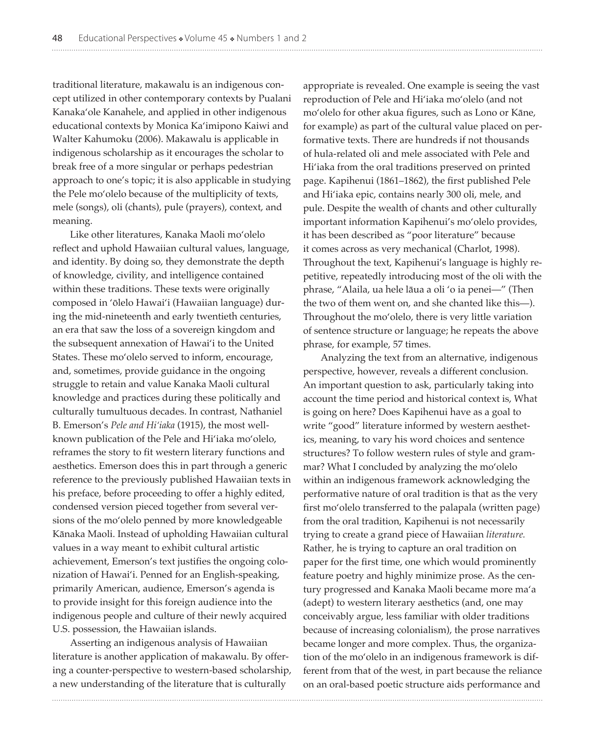traditional literature, makawalu is an indigenous concept utilized in other contemporary contexts by Pualani Kanakaʻole Kanahele, and applied in other indigenous educational contexts by Monica Kaʻimipono Kaiwi and Walter Kahumoku (2006). Makawalu is applicable in indigenous scholarship as it encourages the scholar to break free of a more singular or perhaps pedestrian approach to one's topic; it is also applicable in studying the Pele moʻolelo because of the multiplicity of texts, mele (songs), oli (chants), pule (prayers), context, and meaning.

Like other literatures, Kanaka Maoli moʻolelo reflect and uphold Hawaiian cultural values, language, and identity. By doing so, they demonstrate the depth of knowledge, civility, and intelligence contained within these traditions. These texts were originally composed in ʻōlelo Hawaiʻi (Hawaiian language) during the mid-nineteenth and early twentieth centuries, an era that saw the loss of a sovereign kingdom and the subsequent annexation of Hawaiʻi to the United States. These moʻolelo served to inform, encourage, and, sometimes, provide guidance in the ongoing struggle to retain and value Kanaka Maoli cultural knowledge and practices during these politically and culturally tumultuous decades. In contrast, Nathaniel B. Emerson's *Pele and Hiʻiaka* (1915), the most well-known publication of the Pele and Hiʻiaka moʻolelo, reframes the story to fit western literary functions and aesthetics. Emerson does this in part through a generic reference to the previously published Hawaiian texts in his preface, before proceeding to offer a highly edited, condensed version pieced together from several versions of the moʻolelo penned by more knowledgeable Kānaka Maoli. Instead of upholding Hawaiian cultural values in a way meant to exhibit cultural artistic achievement, Emerson's text justifies the ongoing colonization of Hawaiʻi. Penned for an English-speaking, primarily American, audience, Emerson's agenda is to provide insight for this foreign audience into the indigenous people and culture of their newly acquired U.S. possession, the Hawaiian islands.

Asserting an indigenous analysis of Hawaiian literature is another application of makawalu. By offering a counter-perspective to western-based scholarship, a new understanding of the literature that is culturally appropriate is revealed. One example is seeing the vast reproduction of Pele and Hiʻiaka moʻolelo (and not moʻolelo for other akua figures, such as Lono or Kāne, for example) as part of the cultural value placed on performative texts. There are hundreds if not thousands of hula-related oli and mele associated with Pele and Hiʻiaka from the oral traditions preserved on printed page. Kapihenui (1861–1862), the first published Pele and Hiʻiaka epic, contains nearly 300 oli, mele, and pule. Despite the wealth of chants and other culturally important information Kapihenui's moʻolelo provides, it has been described as "poor literature" because it comes across as very mechanical (Charlot, 1998). Throughout the text, Kapihenui's language is highly repetitive, repeatedly introducing most of the oli with the phrase, "Alaila, ua hele lāua a oli ʻo ia penei—" (Then the two of them went on, and she chanted like this—). Throughout the moʻolelo, there is very little variation of sentence structure or language; he repeats the above phrase, for example, 57 times.

Analyzing the text from an alternative, indigenous perspective, however, reveals a different conclusion. An important question to ask, particularly taking into account the time period and historical context is, What is going on here? Does Kapihenui have as a goal to write "good" literature informed by western aesthetics, meaning, to vary his word choices and sentence structures? To follow western rules of style and grammar? What I concluded by analyzing the moʻolelo within an indigenous framework acknowledging the performative nature of oral tradition is that as the very first moʻolelo transferred to the palapala (written page) from the oral tradition, Kapihenui is not necessarily trying to create a grand piece of Hawaiian *literature.* Rather, he is trying to capture an oral tradition on paper for the first time, one which would prominently feature poetry and highly minimize prose. As the century progressed and Kanaka Maoli became more maʻa (adept) to western literary aesthetics (and, one may conceivably argue, less familiar with older traditions because of increasing colonialism), the prose narratives became longer and more complex. Thus, the organization of the moʻolelo in an indigenous framework is different from that of the west, in part because the reliance on an oral-based poetic structure aids performance and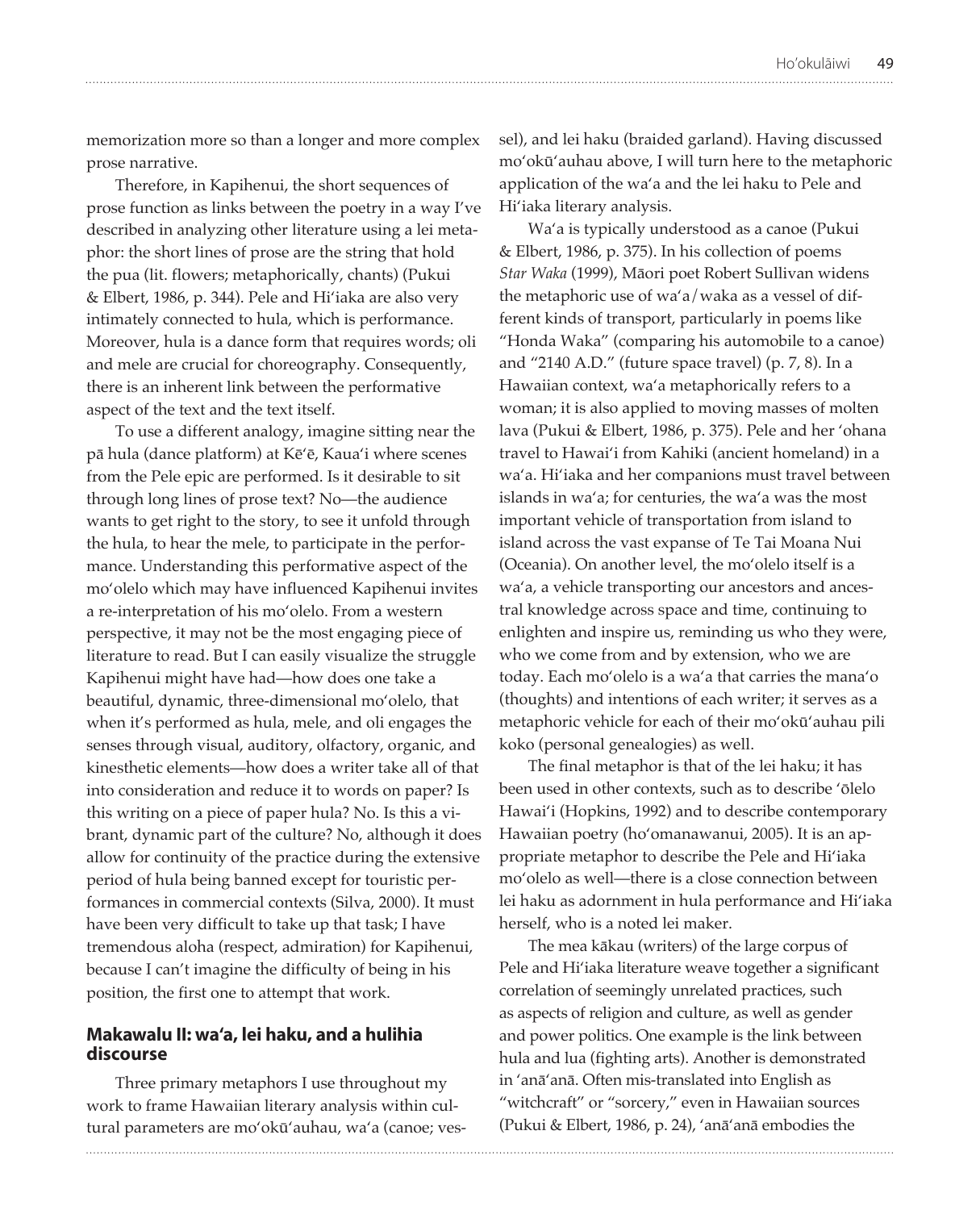memorization more so than a longer and more complex prose narrative.

Therefore, in Kapihenui, the short sequences of prose function as links between the poetry in a way I've described in analyzing other literature using a lei metaphor: the short lines of prose are the string that hold the pua (lit. flowers; metaphorically, chants) (Pukui & Elbert, 1986, p. 344). Pele and Hiʻiaka are also very intimately connected to hula, which is performance. Moreover, hula is a dance form that requires words; oli and mele are crucial for choreography. Consequently, there is an inherent link between the performative aspect of the text and the text itself.

To use a different analogy, imagine sitting near the pā hula (dance platform) at Kēʻē, Kauaʻi where scenes from the Pele epic are performed. Is it desirable to sit through long lines of prose text? No—the audience wants to get right to the story, to see it unfold through the hula, to hear the mele, to participate in the performance. Understanding this performative aspect of the moʻolelo which may have influenced Kapihenui invites a re-interpretation of his moʻolelo. From a western perspective, it may not be the most engaging piece of literature to read. But I can easily visualize the struggle Kapihenui might have had—how does one take a beautiful, dynamic, three-dimensional moʻolelo, that when it's performed as hula, mele, and oli engages the senses through visual, auditory, olfactory, organic, and kinesthetic elements—how does a writer take all of that into consideration and reduce it to words on paper? Is this writing on a piece of paper hula? No. Is this a vibrant, dynamic part of the culture? No, although it does allow for continuity of the practice during the extensive period of hula being banned except for touristic performances in commercial contexts (Silva, 2000). It must have been very difficult to take up that task; I have tremendous aloha (respect, admiration) for Kapihenui, because I can't imagine the difficulty of being in his position, the first one to attempt that work.

## Makawalu II: waʻa, lei haku, and a hulihia discourse

Three primary metaphors I use throughout my work to frame Hawaiian literary analysis within cultural parameters are moʻokūʻauhau, waʻa (canoe; vessel), and lei haku (braided garland). Having discussed moʻokūʻauhau above, I will turn here to the metaphoric application of the waʻa and the lei haku to Pele and Hiʻiaka literary analysis.

Waʻa is typically understood as a canoe (Pukui & Elbert, 1986, p. 375). In his collection of poems *Star Waka* (1999), Māori poet Robert Sullivan widens the metaphoric use of waʻa/waka as a vessel of different kinds of transport, particularly in poems like "Honda Waka" (comparing his automobile to a canoe) and "2140 A.D." (future space travel) (p. 7, 8). In a Hawaiian context, waʻa metaphorically refers to a woman; it is also applied to moving masses of molten lava (Pukui & Elbert, 1986, p. 375). Pele and her ʻohana travel to Hawaiʻi from Kahiki (ancient homeland) in a waʻa. Hiʻiaka and her companions must travel between islands in waʻa; for centuries, the waʻa was the most important vehicle of transportation from island to island across the vast expanse of Te Tai Moana Nui (Oceania). On another level, the moʻolelo itself is a waʻa, a vehicle transporting our ancestors and ancestral knowledge across space and time, continuing to enlighten and inspire us, reminding us who they were, who we come from and by extension, who we are today. Each moʻolelo is a waʻa that carries the manaʻo (thoughts) and intentions of each writer; it serves as a metaphoric vehicle for each of their moʻokūʻauhau pili koko (personal genealogies) as well.

The final metaphor is that of the lei haku; it has been used in other contexts, such as to describe ʻōlelo Hawaiʻi (Hopkins, 1992) and to describe contemporary Hawaiian poetry (hoʻomanawanui, 2005). It is an appropriate metaphor to describe the Pele and Hiʻiaka moʻolelo as well—there is a close connection between lei haku as adornment in hula performance and Hiʻiaka herself, who is a noted lei maker.

The mea kākau (writers) of the large corpus of Pele and Hiʻiaka literature weave together a significant correlation of seemingly unrelated practices, such as aspects of religion and culture, as well as gender and power politics. One example is the link between hula and lua (fighting arts). Another is demonstrated in ʻanāʻanā. Often mis-translated into English as "witchcraft" or "sorcery," even in Hawaiian sources (Pukui & Elbert, 1986, p. 24), ʻanāʻanā embodies the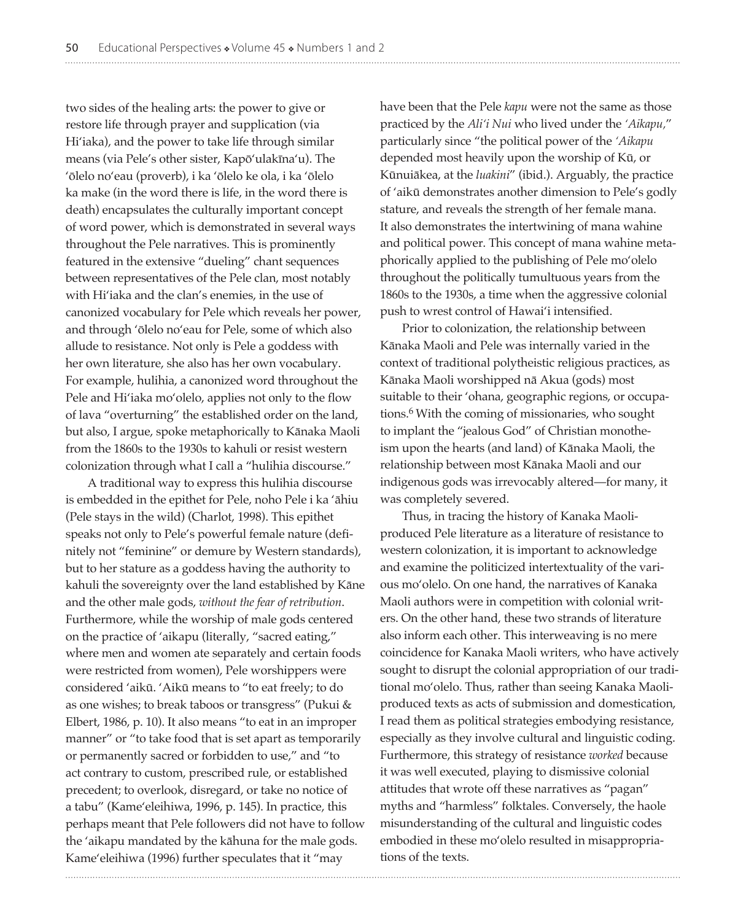two sides of the healing arts: the power to give or restore life through prayer and supplication (via Hiʻiaka), and the power to take life through similar means (via Pele's other sister, Kapōʻulakīnaʻu). The ʻōlelo noʻeau (proverb), i ka ʻōlelo ke ola, i ka ʻōlelo ka make (in the word there is life, in the word there is death) encapsulates the culturally important concept of word power, which is demonstrated in several ways throughout the Pele narratives. This is prominently featured in the extensive "dueling" chant sequences between representatives of the Pele clan, most notably with Hiʻiaka and the clan's enemies, in the use of canonized vocabulary for Pele which reveals her power, and through ʻōlelo noʻeau for Pele, some of which also allude to resistance. Not only is Pele a goddess with her own literature, she also has her own vocabulary. For example, hulihia, a canonized word throughout the Pele and Hiʻiaka moʻolelo, applies not only to the flow of lava "overturning" the established order on the land, but also, I argue, spoke metaphorically to Kānaka Maoli from the 1860s to the 1930s to kahuli or resist western colonization through what I call a "hulihia discourse."

A traditional way to express this hulihia discourse is embedded in the epithet for Pele, noho Pele i ka ʻāhiu (Pele stays in the wild) (Charlot, 1998). This epithet speaks not only to Pele's powerful female nature (definitely not "feminine" or demure by Western standards), but to her stature as a goddess having the authority to kahuli the sovereignty over the land established by Kāne and the other male gods, *without the fear of retribution*. Furthermore, while the worship of male gods centered on the practice of ʻaikapu (literally, "sacred eating," where men and women ate separately and certain foods were restricted from women), Pele worshippers were considered ʻaikū. ʻAikū means to "to eat freely; to do as one wishes; to break taboos or transgress" (Pukui & Elbert, 1986, p. 10). It also means "to eat in an improper manner" or "to take food that is set apart as temporarily or permanently sacred or forbidden to use," and "to act contrary to custom, prescribed rule, or established precedent; to overlook, disregard, or take no notice of a tabu" (Kameʻeleihiwa, 1996, p. 145). In practice, this perhaps meant that Pele followers did not have to follow the ʻaikapu mandated by the kāhuna for the male gods. Kameʻeleihiwa (1996) further speculates that it "may have been that the Pele *kapu* were not the same as those practiced by the *Aliʻi Nui* who lived under the *ʻAikapu*," particularly since "the political power of the *ʻAikapu* depended most heavily upon the worship of Kū, or Kūnuiākea, at the *luakini*" (ibid.). Arguably, the practice of ʻaikū demonstrates another dimension to Pele's godly stature, and reveals the strength of her female mana. It also demonstrates the intertwining of mana wahine and political power. This concept of mana wahine metaphorically applied to the publishing of Pele moʻolelo throughout the politically tumultuous years from the 1860s to the 1930s, a time when the aggressive colonial push to wrest control of Hawaiʻi intensified.

Prior to colonization, the relationship between Kānaka Maoli and Pele was internally varied in the context of traditional polytheistic religious practices, as Kānaka Maoli worshipped nā Akua (gods) most suitable to their ʻohana, geographic regions, or occupations.[6] With the coming of missionaries, who sought to implant the "jealous God" of Christian monotheism upon the hearts (and land) of Kānaka Maoli, the relationship between most Kānaka Maoli and our indigenous gods was irrevocably altered—for many, it was completely severed.

Thus, in tracing the history of Kanaka Maoli-produced Pele literature as a literature of resistance to western colonization, it is important to acknowledge and examine the politicized intertextuality of the various moʻolelo. On one hand, the narratives of Kanaka Maoli authors were in competition with colonial writers. On the other hand, these two strands of literature also inform each other. This interweaving is no mere coincidence for Kanaka Maoli writers, who have actively sought to disrupt the colonial appropriation of our traditional moʻolelo. Thus, rather than seeing Kanaka Maoli-produced texts as acts of submission and domestication, I read them as political strategies embodying resistance, especially as they involve cultural and linguistic coding. Furthermore, this strategy of resistance *worked* because it was well executed, playing to dismissive colonial attitudes that wrote off these narratives as "pagan" myths and "harmless" folktales. Conversely, the haole misunderstanding of the cultural and linguistic codes embodied in these moʻolelo resulted in misappropriations of the texts.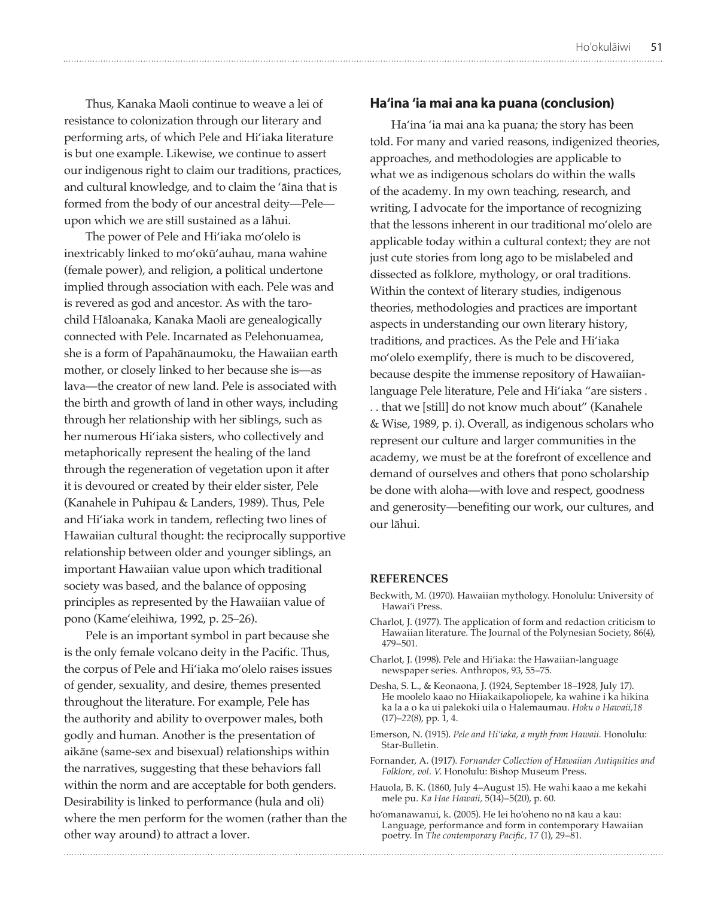Thus, Kanaka Maoli continue to weave a lei of resistance to colonization through our literary and performing arts, of which Pele and Hiʻiaka literature is but one example. Likewise, we continue to assert our indigenous right to claim our traditions, practices, and cultural knowledge, and to claim the ʻāina that is formed from the body of our ancestral deity—Pele—upon which we are still sustained as a lāhui.

The power of Pele and Hiʻiaka moʻolelo is inextricably linked to moʻokūʻauhau, mana wahine (female power), and religion, a political undertone implied through association with each. Pele was and is revered as god and ancestor. As with the taro-child Hāloanaka, Kanaka Maoli are genealogically connected with Pele. Incarnated as Pelehonuamea, she is a form of Papahānaumoku, the Hawaiian earth mother, or closely linked to her because she is—as lava—the creator of new land. Pele is associated with the birth and growth of land in other ways, including through her relationship with her siblings, such as her numerous Hiʻiaka sisters, who collectively and metaphorically represent the healing of the land through the regeneration of vegetation upon it after it is devoured or created by their elder sister, Pele (Kanahele in Puhipau & Landers, 1989). Thus, Pele and Hiʻiaka work in tandem, reflecting two lines of Hawaiian cultural thought: the reciprocally supportive relationship between older and younger siblings, an important Hawaiian value upon which traditional society was based, and the balance of opposing principles as represented by the Hawaiian value of pono (Kameʻeleihiwa, 1992, p. 25–26).

Pele is an important symbol in part because she is the only female volcano deity in the Pacific. Thus, the corpus of Pele and Hiʻiaka moʻolelo raises issues of gender, sexuality, and desire, themes presented throughout the literature. For example, Pele has the authority and ability to overpower males, both godly and human. Another is the presentation of aikāne (same-sex and bisexual) relationships within the narratives, suggesting that these behaviors fall within the norm and are acceptable for both genders. Desirability is linked to performance (hula and oli) where the men perform for the women (rather than the other way around) to attract a lover.

## Haʻina ʻia mai ana ka puana (conclusion)

Haʻina ʻia mai ana ka puana; the story has been told. For many and varied reasons, indigenized theories, approaches, and methodologies are applicable to what we as indigenous scholars do within the walls of the academy. In my own teaching, research, and writing, I advocate for the importance of recognizing that the lessons inherent in our traditional moʻolelo are applicable today within a cultural context; they are not just cute stories from long ago to be mislabeled and dissected as folklore, mythology, or oral traditions. Within the context of literary studies, indigenous theories, methodologies and practices are important aspects in understanding our own literary history, traditions, and practices. As the Pele and Hiʻiaka moʻolelo exemplify, there is much to be discovered, because despite the immense repository of Hawaiian-language Pele literature, Pele and Hiʻiaka "are sisters . . . that we [still] do not know much about" (Kanahele & Wise, 1989, p. i). Overall, as indigenous scholars who represent our culture and larger communities in the academy, we must be at the forefront of excellence and demand of ourselves and others that pono scholarship be done with aloha—with love and respect, goodness and generosity—benefiting our work, our cultures, and our lāhui.

### REFERENCES

Beckwith, M. (1970). Hawaiian mythology. Honolulu: University of Hawaiʻi Press.

Charlot, J. (1977). The application of form and redaction criticism to Hawaiian literature. The Journal of the Polynesian Society, 86(4), 479–501.

Charlot, J. (1998). Pele and Hiʻiaka: the Hawaiian-language newspaper series. Anthropos, 93, 55–75.

Desha, S. L., & Keonaona, J. (1924, September 18–1928, July 17). He moolelo kaao no Hiiakaikapoliopele, ka wahine i ka hikina ka la a o ka ui palekoki uila o Halemaumau. *Hoku o Hawaii,18* (17)–*22*(8), pp. 1, 4.

Emerson, N. (1915). *Pele and Hiʻiaka, a myth from Hawaii.* Honolulu: Star-Bulletin.

Fornander, A. (1917). *Fornander Collection of Hawaiian Antiquities and Folklore, vol. V*. Honolulu: Bishop Museum Press.

Hauola, B. K. (1860, July 4–August 15). He wahi kaao a me kekahi mele pu. *Ka Hae Hawaii,* 5(14)–5(20), p. 60.

hoʻomanawanui, k. (2005). He lei hoʻoheno no nā kau a kau: Language, performance and form in contemporary Hawaiian poetry. In *The contemporary Pacific, 17* (1), 29–81.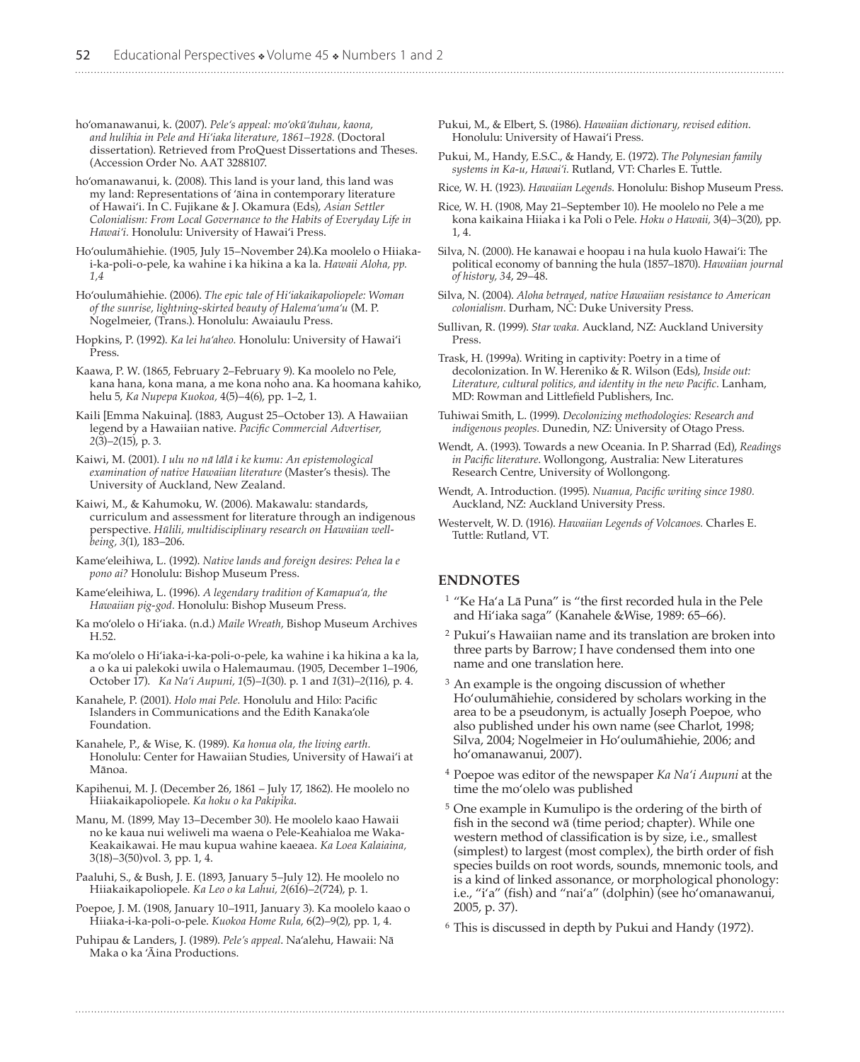hoʻomanawanui, k. (2007). *Pele's appeal: moʻokūʻāuhau, kaona, and hulihia in Pele and Hiʻiaka literature, 1861–1928.* (Doctoral dissertation). Retrieved from ProQuest Dissertations and Theses. (Accession Order No. AAT 3288107.

hoʻomanawanui, k. (2008). This land is your land, this land was my land: Representations of ʻāina in contemporary literature of Hawaiʻi. In C. Fujikane & J. Okamura (Eds), *Asian Settler Colonialism: From Local Governance to the Habits of Everyday Life in Hawaiʻi.* Honolulu: University of Hawaiʻi Press.

Hoʻoulumāhiehie. (1905, July 15–November 24).Ka moolelo o Hiiaka-i-ka-poli-o-pele, ka wahine i ka hikina a ka la. *Hawaii Aloha, pp. 1,4*

Hoʻoulumāhiehie. (2006). *The epic tale of Hiʻiakaikapoliopele: Woman of the sunrise, lightning-skirted beauty of Halemaʻumaʻu* (M. P. Nogelmeier, (Trans.). Honolulu: Awaiaulu Press.

Hopkins, P. (1992). *Ka lei haʻaheo.* Honolulu: University of Hawaiʻi Press.

Kaawa, P. W. (1865, February 2–February 9). Ka moolelo no Pele, kana hana, kona mana, a me kona noho ana. Ka hoomana kahiko, helu 5, *Ka Nupepa Kuokoa,* 4(5)–4(6), pp. 1–2, 1.

Kaili [Emma Nakuina]. (1883, August 25–October 13). A Hawaiian legend by a Hawaiian native. *Pacific Commercial Advertiser, 2*(3)–2(15), p. 3.

Kaiwi, M. (2001). *I ulu no nā lālā i ke kumu: An epistemological examination of native Hawaiian literature* (Master's thesis). The University of Auckland, New Zealand.

Kaiwi, M., & Kahumoku, W. (2006). Makawalu: standards, curriculum and assessment for literature through an indigenous perspective. *Hūlili, multidisciplinary research on Hawaiian well-being, 3*(1), 183–206.

Kameʻeleihiwa, L. (1992). *Native lands and foreign desires: Pehea la e pono ai?* Honolulu: Bishop Museum Press.

Kameʻeleihiwa, L. (1996). *A legendary tradition of Kamapuaʻa, the Hawaiian pig-god.* Honolulu: Bishop Museum Press.

Ka moʻolelo o Hiʻiaka. (n.d.) *Maile Wreath,* Bishop Museum Archives H.52.

Ka moʻolelo o Hiʻiaka-i-ka-poli-o-pele, ka wahine i ka hikina a ka la, a o ka ui palekoki uwila o Halemaumau. (1905, December 1–1906, October 17). *Ka Naʻi Aupuni, 1*(5)–*1*(30). p. 1 and *1*(31)–*2*(116), p. 4.

Kanahele, P. (2001). *Holo mai Pele.* Honolulu and Hilo: Pacific Islanders in Communications and the Edith Kanakaʻole Foundation.

Kanahele, P., & Wise, K. (1989). *Ka honua ola, the living earth.* Honolulu: Center for Hawaiian Studies, University of Hawaiʻi at Mānoa.

Kapihenui, M. J. (December 26, 1861 – July 17, 1862). He moolelo no Hiiakaikapoliopele. *Ka hoku o ka Pakipika*.

Manu, M. (1899, May 13–December 30). He moolelo kaao Hawaii no ke kaua nui weliweli ma waena o Pele-Keahialoa me Waka-Keakaikawai. He mau kupua wahine kaeaea. *Ka Loea Kalaiaina,* 3(18)–3(50)vol. 3, pp. 1, 4.

Paaluhi, S., & Bush, J. E. (1893, January 5–July 12). He moolelo no Hiiakaikapoliopele. *Ka Leo o ka Lahui, 2*(616)–*2*(724), p. 1.

Poepoe, J. M. (1908, January 10–1911, January 3). Ka moolelo kaao o Hiiaka-i-ka-poli-o-pele. *Kuokoa Home Rula,* 6(2)–9(2), pp. 1, 4.

Puhipau & Landers, J. (1989). *Pele's appeal*. Naʻalehu, Hawaii: Nā Maka o ka ʻĀina Productions.

Pukui, M., & Elbert, S. (1986). *Hawaiian dictionary, revised edition.* Honolulu: University of Hawaiʻi Press.

Pukui, M., Handy, E.S.C., & Handy, E. (1972). *The Polynesian family systems in Ka-u, Hawaiʻi.* Rutland, VT: Charles E. Tuttle.

Rice, W. H. (1923). *Hawaiian Legends.* Honolulu: Bishop Museum Press.

Rice, W. H. (1908, May 21–September 10). He moolelo no Pele a me kona kaikaina Hiiaka i ka Poli o Pele. *Hoku o Hawaii,* 3(4)–3(20), pp. 1, 4.

Silva, N. (2000). He kanawai e hoopau i na hula kuolo Hawaiʻi: The political economy of banning the hula (1857–1870). *Hawaiian journal of history, 34*, 29–48.

Silva, N. (2004). *Aloha betrayed, native Hawaiian resistance to American colonialism.* Durham, NC: Duke University Press.

Sullivan, R. (1999). *Star waka.* Auckland, NZ: Auckland University Press.

Trask, H. (1999a). Writing in captivity: Poetry in a time of decolonization. In W. Hereniko & R. Wilson (Eds), *Inside out: Literature, cultural politics, and identity in the new Pacific.* Lanham, MD: Rowman and Littlefield Publishers, Inc.

Tuhiwai Smith, L. (1999). *Decolonizing methodologies: Research and indigenous peoples.* Dunedin, NZ: University of Otago Press.

Wendt, A. (1993). Towards a new Oceania. In P. Sharrad (Ed), *Readings in Pacific literature*. Wollongong, Australia: New Literatures Research Centre, University of Wollongong.

Wendt, A. Introduction. (1995). *Nuanua, Pacific writing since 1980.* Auckland, NZ: Auckland University Press.

Westervelt, W. D. (1916). *Hawaiian Legends of Volcanoes.* Charles E. Tuttle: Rutland, VT.

## ENDNOTES

[1] "Ke Haʻa Lā Puna" is "the first recorded hula in the Pele and Hiʻiaka saga" (Kanahele &Wise, 1989: 65–66).

[2] Pukui's Hawaiian name and its translation are broken into three parts by Barrow; I have condensed them into one name and one translation here.

[3] An example is the ongoing discussion of whether Hoʻoulumāhiehie, considered by scholars working in the area to be a pseudonym, is actually Joseph Poepoe, who also published under his own name (see Charlot, 1998; Silva, 2004; Nogelmeier in Hoʻoulumāhiehie, 2006; and hoʻomanawanui, 2007).

[4] Poepoe was editor of the newspaper *Ka Naʻi Aupuni* at the time the moʻolelo was published

[5] One example in Kumulipo is the ordering of the birth of fish in the second wā (time period; chapter). While one western method of classification is by size, i.e., smallest (simplest) to largest (most complex), the birth order of fish species builds on root words, sounds, mnemonic tools, and is a kind of linked assonance, or morphological phonology: i.e., "iʻa" (fish) and "naiʻa" (dolphin) (see hoʻomanawanui, 2005, p. 37).

[6] This is discussed in depth by Pukui and Handy (1972).